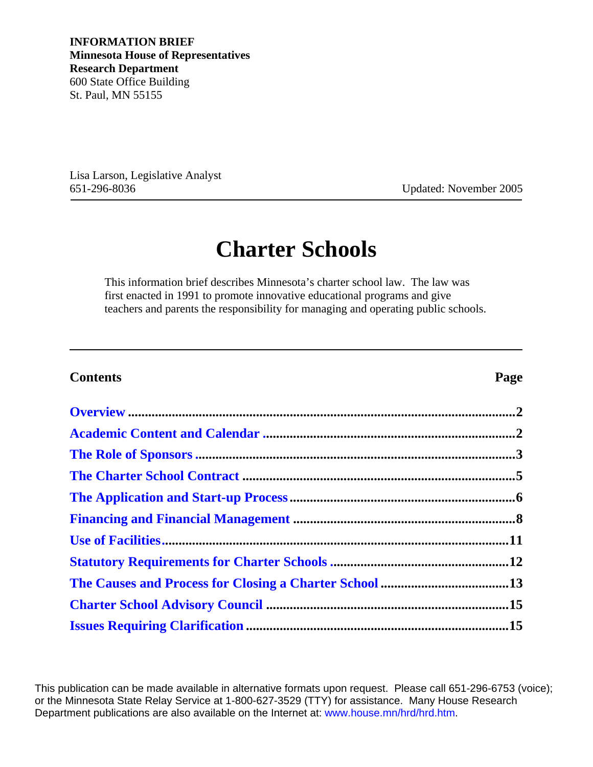**INFORMATION BRIEF**
**Minnesota House of Representatives**
**Research Department**
600 State Office Building
St. Paul, MN 55155

Lisa Larson, Legislative Analyst
651-296-8036

Updated: November 2005

# Charter Schools

This information brief describes Minnesota's charter school law. The law was first enacted in 1991 to promote innovative educational programs and give teachers and parents the responsibility for managing and operating public schools.

| **Contents** | **Page** |
| --- | --- |
| **Overview** | **2** |
| **Academic Content and Calendar** | **2** |
| **The Role of Sponsors** | **3** |
| **The Charter School Contract** | **5** |
| **The Application and Start-up Process** | **6** |
| **Financing and Financial Management** | **8** |
| **Use of Facilities** | **11** |
| **Statutory Requirements for Charter Schools** | **12** |
| **The Causes and Process for Closing a Charter School** | **13** |
| **Charter School Advisory Council** | **15** |
| **Issues Requiring Clarification** | **15** |

This publication can be made available in alternative formats upon request. Please call 651-296-6753 (voice); or the Minnesota State Relay Service at 1-800-627-3529 (TTY) for assistance. Many House Research Department publications are also available on the Internet at: www.house.mn/hrd/hrd.htm.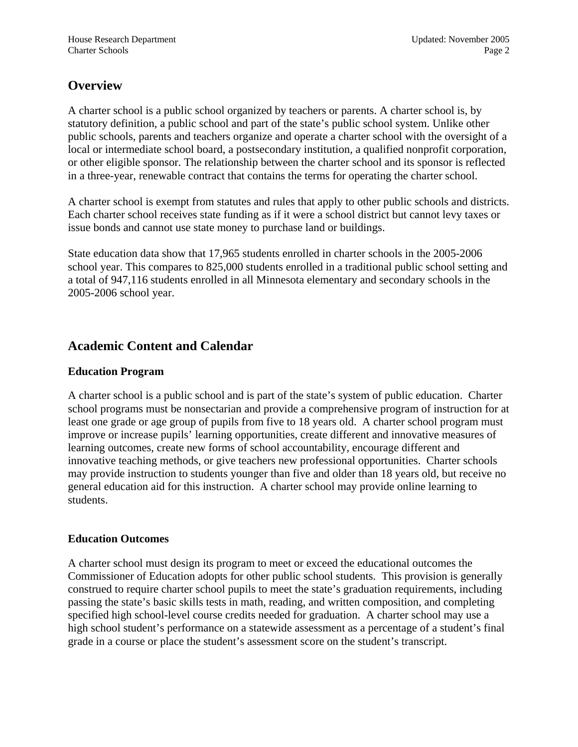## Overview

A charter school is a public school organized by teachers or parents. A charter school is, by statutory definition, a public school and part of the state's public school system. Unlike other public schools, parents and teachers organize and operate a charter school with the oversight of a local or intermediate school board, a postsecondary institution, a qualified nonprofit corporation, or other eligible sponsor. The relationship between the charter school and its sponsor is reflected in a three-year, renewable contract that contains the terms for operating the charter school.

A charter school is exempt from statutes and rules that apply to other public schools and districts. Each charter school receives state funding as if it were a school district but cannot levy taxes or issue bonds and cannot use state money to purchase land or buildings.

State education data show that 17,965 students enrolled in charter schools in the 2005-2006 school year. This compares to 825,000 students enrolled in a traditional public school setting and a total of 947,116 students enrolled in all Minnesota elementary and secondary schools in the 2005-2006 school year.

## Academic Content and Calendar

### Education Program

A charter school is a public school and is part of the state's system of public education. Charter school programs must be nonsectarian and provide a comprehensive program of instruction for at least one grade or age group of pupils from five to 18 years old. A charter school program must improve or increase pupils' learning opportunities, create different and innovative measures of learning outcomes, create new forms of school accountability, encourage different and innovative teaching methods, or give teachers new professional opportunities. Charter schools may provide instruction to students younger than five and older than 18 years old, but receive no general education aid for this instruction. A charter school may provide online learning to students.

### Education Outcomes

A charter school must design its program to meet or exceed the educational outcomes the Commissioner of Education adopts for other public school students. This provision is generally construed to require charter school pupils to meet the state's graduation requirements, including passing the state's basic skills tests in math, reading, and written composition, and completing specified high school-level course credits needed for graduation. A charter school may use a high school student's performance on a statewide assessment as a percentage of a student's final grade in a course or place the student's assessment score on the student's transcript.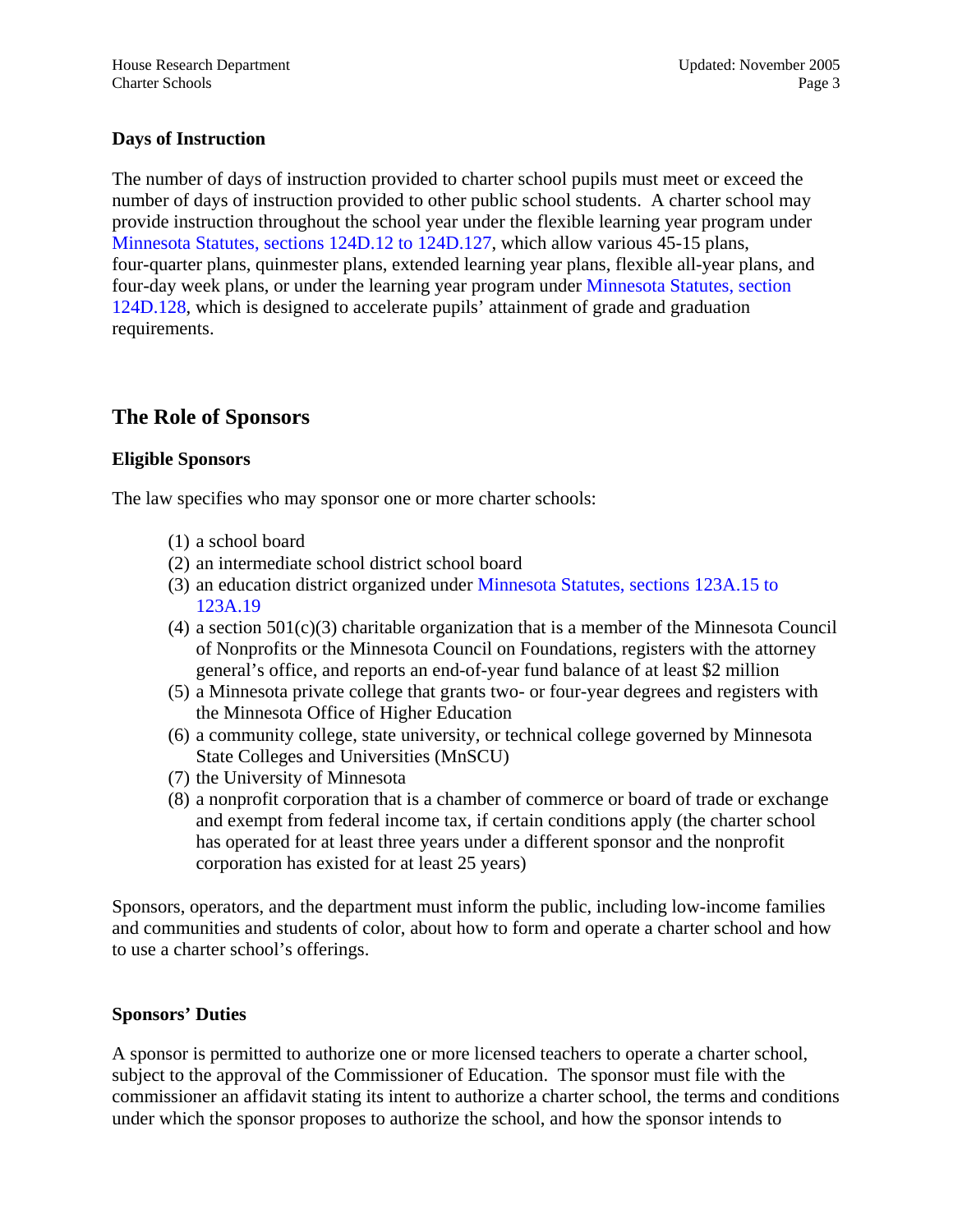### Days of Instruction

The number of days of instruction provided to charter school pupils must meet or exceed the number of days of instruction provided to other public school students. A charter school may provide instruction throughout the school year under the flexible learning year program under Minnesota Statutes, sections 124D.12 to 124D.127, which allow various 45-15 plans, four-quarter plans, quinmester plans, extended learning year plans, flexible all-year plans, and four-day week plans, or under the learning year program under Minnesota Statutes, section 124D.128, which is designed to accelerate pupils' attainment of grade and graduation requirements.

## The Role of Sponsors

### Eligible Sponsors

The law specifies who may sponsor one or more charter schools:

(1) a school board
(2) an intermediate school district school board
(3) an education district organized under Minnesota Statutes, sections 123A.15 to 123A.19
(4) a section 501(c)(3) charitable organization that is a member of the Minnesota Council of Nonprofits or the Minnesota Council on Foundations, registers with the attorney general's office, and reports an end-of-year fund balance of at least $2 million
(5) a Minnesota private college that grants two- or four-year degrees and registers with the Minnesota Office of Higher Education
(6) a community college, state university, or technical college governed by Minnesota State Colleges and Universities (MnSCU)
(7) the University of Minnesota
(8) a nonprofit corporation that is a chamber of commerce or board of trade or exchange and exempt from federal income tax, if certain conditions apply (the charter school has operated for at least three years under a different sponsor and the nonprofit corporation has existed for at least 25 years)

Sponsors, operators, and the department must inform the public, including low-income families and communities and students of color, about how to form and operate a charter school and how to use a charter school's offerings.

### Sponsors' Duties

A sponsor is permitted to authorize one or more licensed teachers to operate a charter school, subject to the approval of the Commissioner of Education. The sponsor must file with the commissioner an affidavit stating its intent to authorize a charter school, the terms and conditions under which the sponsor proposes to authorize the school, and how the sponsor intends to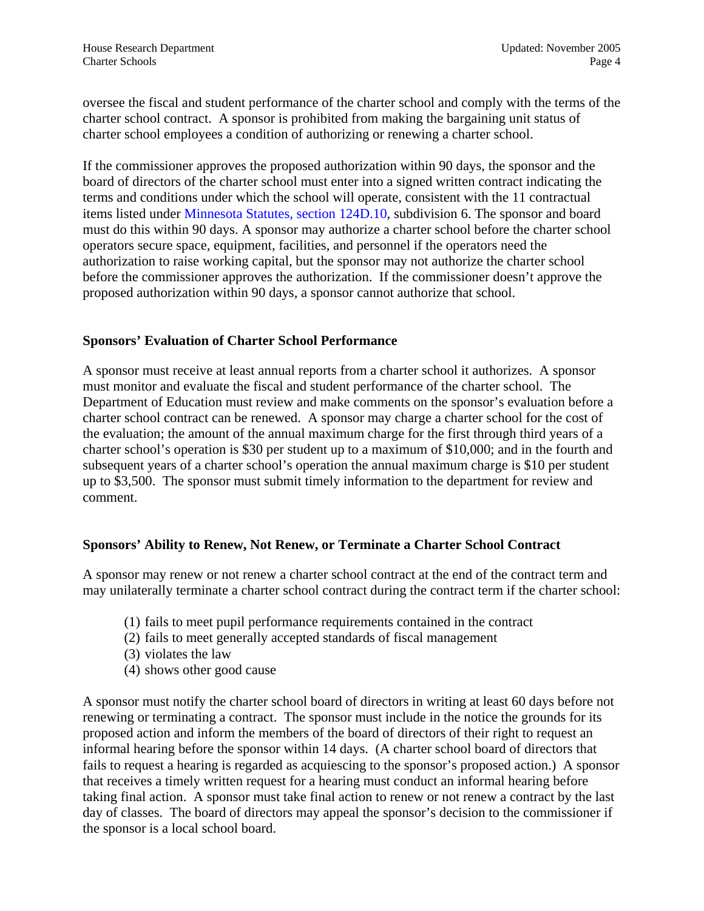oversee the fiscal and student performance of the charter school and comply with the terms of the charter school contract. A sponsor is prohibited from making the bargaining unit status of charter school employees a condition of authorizing or renewing a charter school.

If the commissioner approves the proposed authorization within 90 days, the sponsor and the board of directors of the charter school must enter into a signed written contract indicating the terms and conditions under which the school will operate, consistent with the 11 contractual items listed under Minnesota Statutes, section 124D.10, subdivision 6. The sponsor and board must do this within 90 days. A sponsor may authorize a charter school before the charter school operators secure space, equipment, facilities, and personnel if the operators need the authorization to raise working capital, but the sponsor may not authorize the charter school before the commissioner approves the authorization. If the commissioner doesn't approve the proposed authorization within 90 days, a sponsor cannot authorize that school.

## Sponsors' Evaluation of Charter School Performance

A sponsor must receive at least annual reports from a charter school it authorizes. A sponsor must monitor and evaluate the fiscal and student performance of the charter school. The Department of Education must review and make comments on the sponsor's evaluation before a charter school contract can be renewed. A sponsor may charge a charter school for the cost of the evaluation; the amount of the annual maximum charge for the first through third years of a charter school's operation is $30 per student up to a maximum of $10,000; and in the fourth and subsequent years of a charter school's operation the annual maximum charge is $10 per student up to $3,500. The sponsor must submit timely information to the department for review and comment.

## Sponsors' Ability to Renew, Not Renew, or Terminate a Charter School Contract

A sponsor may renew or not renew a charter school contract at the end of the contract term and may unilaterally terminate a charter school contract during the contract term if the charter school:

(1) fails to meet pupil performance requirements contained in the contract
(2) fails to meet generally accepted standards of fiscal management
(3) violates the law
(4) shows other good cause

A sponsor must notify the charter school board of directors in writing at least 60 days before not renewing or terminating a contract. The sponsor must include in the notice the grounds for its proposed action and inform the members of the board of directors of their right to request an informal hearing before the sponsor within 14 days. (A charter school board of directors that fails to request a hearing is regarded as acquiescing to the sponsor's proposed action.) A sponsor that receives a timely written request for a hearing must conduct an informal hearing before taking final action. A sponsor must take final action to renew or not renew a contract by the last day of classes. The board of directors may appeal the sponsor's decision to the commissioner if the sponsor is a local school board.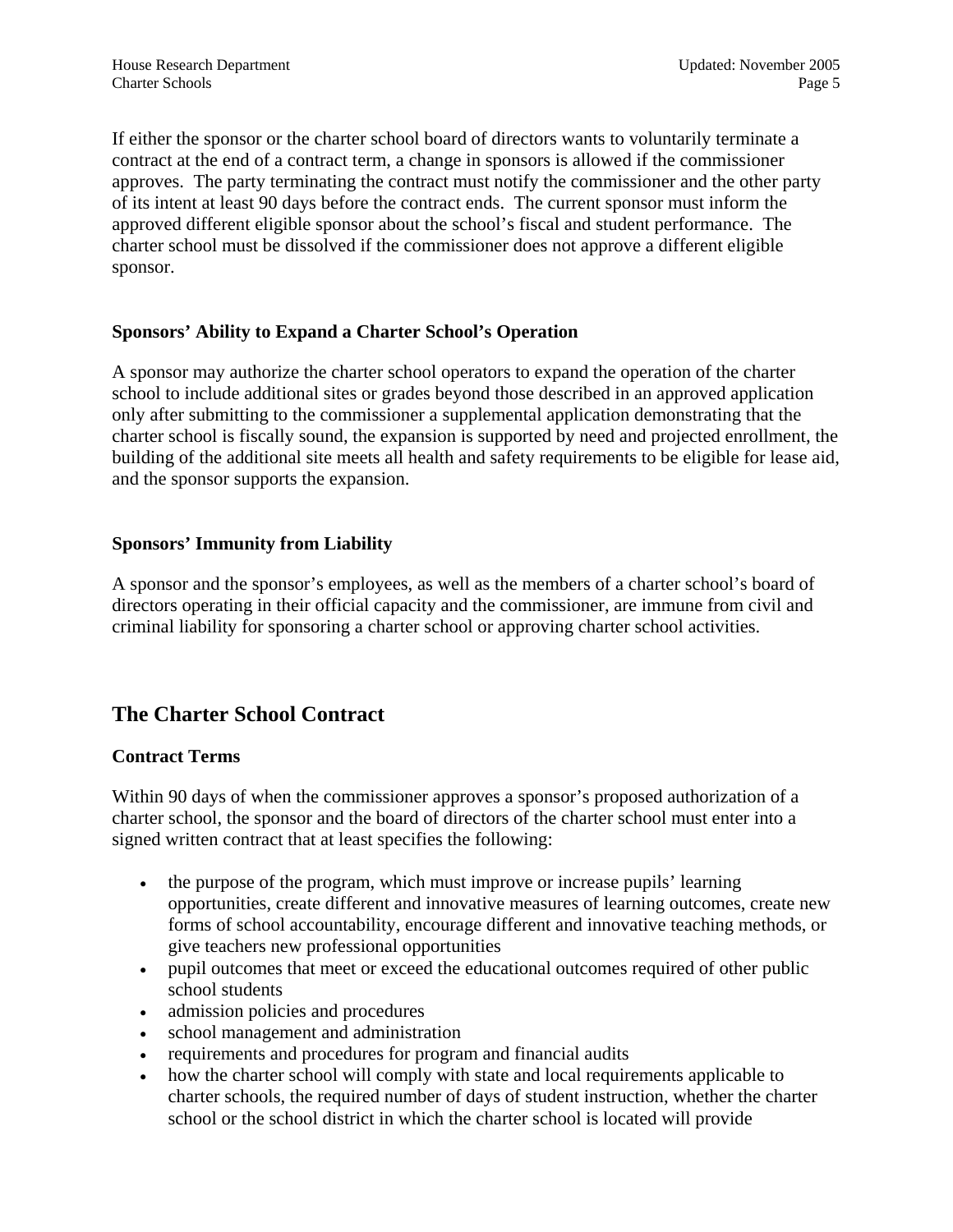If either the sponsor or the charter school board of directors wants to voluntarily terminate a contract at the end of a contract term, a change in sponsors is allowed if the commissioner approves. The party terminating the contract must notify the commissioner and the other party of its intent at least 90 days before the contract ends. The current sponsor must inform the approved different eligible sponsor about the school's fiscal and student performance. The charter school must be dissolved if the commissioner does not approve a different eligible sponsor.

### Sponsors' Ability to Expand a Charter School's Operation

A sponsor may authorize the charter school operators to expand the operation of the charter school to include additional sites or grades beyond those described in an approved application only after submitting to the commissioner a supplemental application demonstrating that the charter school is fiscally sound, the expansion is supported by need and projected enrollment, the building of the additional site meets all health and safety requirements to be eligible for lease aid, and the sponsor supports the expansion.

### Sponsors' Immunity from Liability

A sponsor and the sponsor's employees, as well as the members of a charter school's board of directors operating in their official capacity and the commissioner, are immune from civil and criminal liability for sponsoring a charter school or approving charter school activities.

## The Charter School Contract

### Contract Terms

Within 90 days of when the commissioner approves a sponsor's proposed authorization of a charter school, the sponsor and the board of directors of the charter school must enter into a signed written contract that at least specifies the following:

- the purpose of the program, which must improve or increase pupils' learning opportunities, create different and innovative measures of learning outcomes, create new forms of school accountability, encourage different and innovative teaching methods, or give teachers new professional opportunities
- pupil outcomes that meet or exceed the educational outcomes required of other public school students
- admission policies and procedures
- school management and administration
- requirements and procedures for program and financial audits
- how the charter school will comply with state and local requirements applicable to charter schools, the required number of days of student instruction, whether the charter school or the school district in which the charter school is located will provide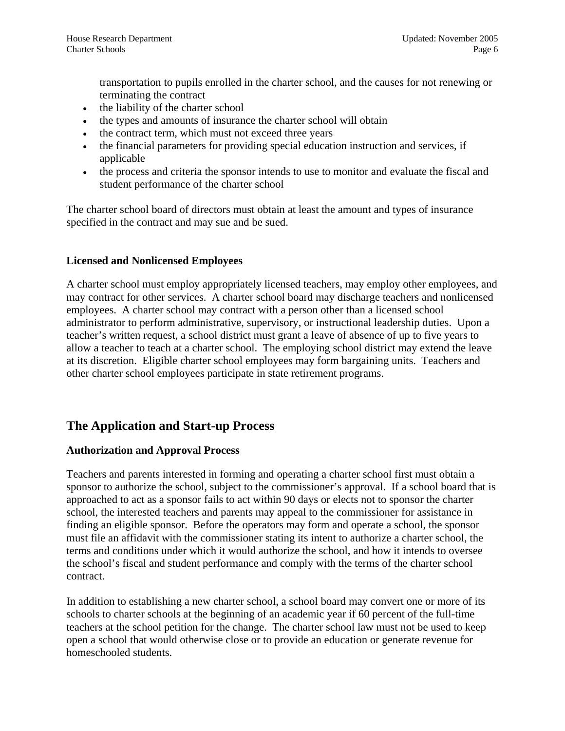transportation to pupils enrolled in the charter school, and the causes for not renewing or terminating the contract

- the liability of the charter school
- the types and amounts of insurance the charter school will obtain
- the contract term, which must not exceed three years
- the financial parameters for providing special education instruction and services, if applicable
- the process and criteria the sponsor intends to use to monitor and evaluate the fiscal and student performance of the charter school

The charter school board of directors must obtain at least the amount and types of insurance specified in the contract and may sue and be sued.

### Licensed and Nonlicensed Employees

A charter school must employ appropriately licensed teachers, may employ other employees, and may contract for other services. A charter school board may discharge teachers and nonlicensed employees. A charter school may contract with a person other than a licensed school administrator to perform administrative, supervisory, or instructional leadership duties. Upon a teacher's written request, a school district must grant a leave of absence of up to five years to allow a teacher to teach at a charter school. The employing school district may extend the leave at its discretion. Eligible charter school employees may form bargaining units. Teachers and other charter school employees participate in state retirement programs.

## The Application and Start-up Process

### Authorization and Approval Process

Teachers and parents interested in forming and operating a charter school first must obtain a sponsor to authorize the school, subject to the commissioner's approval. If a school board that is approached to act as a sponsor fails to act within 90 days or elects not to sponsor the charter school, the interested teachers and parents may appeal to the commissioner for assistance in finding an eligible sponsor. Before the operators may form and operate a school, the sponsor must file an affidavit with the commissioner stating its intent to authorize a charter school, the terms and conditions under which it would authorize the school, and how it intends to oversee the school's fiscal and student performance and comply with the terms of the charter school contract.

In addition to establishing a new charter school, a school board may convert one or more of its schools to charter schools at the beginning of an academic year if 60 percent of the full-time teachers at the school petition for the change. The charter school law must not be used to keep open a school that would otherwise close or to provide an education or generate revenue for homeschooled students.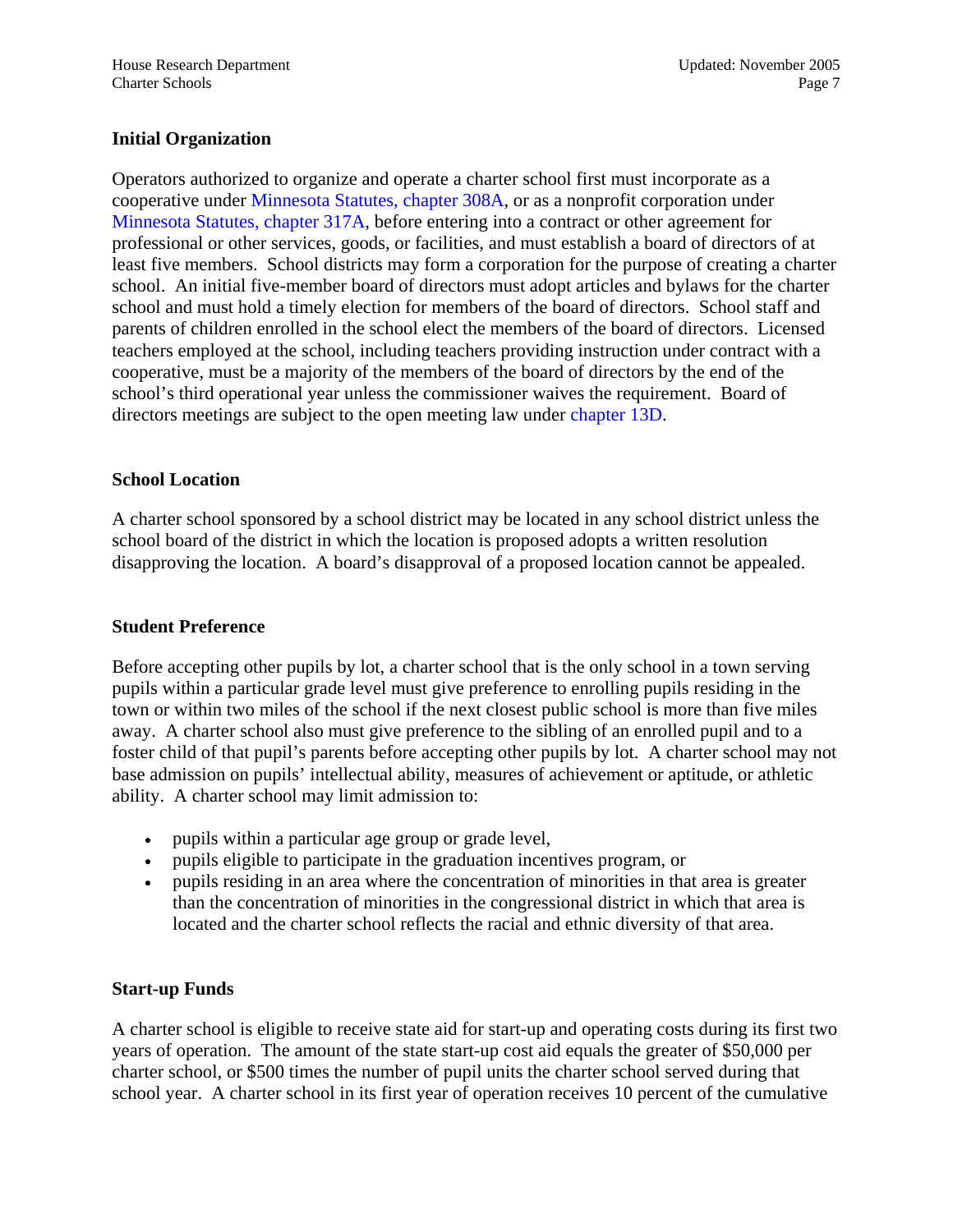### Initial Organization

Operators authorized to organize and operate a charter school first must incorporate as a cooperative under Minnesota Statutes, chapter 308A, or as a nonprofit corporation under Minnesota Statutes, chapter 317A, before entering into a contract or other agreement for professional or other services, goods, or facilities, and must establish a board of directors of at least five members. School districts may form a corporation for the purpose of creating a charter school. An initial five-member board of directors must adopt articles and bylaws for the charter school and must hold a timely election for members of the board of directors. School staff and parents of children enrolled in the school elect the members of the board of directors. Licensed teachers employed at the school, including teachers providing instruction under contract with a cooperative, must be a majority of the members of the board of directors by the end of the school's third operational year unless the commissioner waives the requirement. Board of directors meetings are subject to the open meeting law under chapter 13D.

### School Location

A charter school sponsored by a school district may be located in any school district unless the school board of the district in which the location is proposed adopts a written resolution disapproving the location. A board's disapproval of a proposed location cannot be appealed.

### Student Preference

Before accepting other pupils by lot, a charter school that is the only school in a town serving pupils within a particular grade level must give preference to enrolling pupils residing in the town or within two miles of the school if the next closest public school is more than five miles away. A charter school also must give preference to the sibling of an enrolled pupil and to a foster child of that pupil's parents before accepting other pupils by lot. A charter school may not base admission on pupils' intellectual ability, measures of achievement or aptitude, or athletic ability. A charter school may limit admission to:

- pupils within a particular age group or grade level,
- pupils eligible to participate in the graduation incentives program, or
- pupils residing in an area where the concentration of minorities in that area is greater than the concentration of minorities in the congressional district in which that area is located and the charter school reflects the racial and ethnic diversity of that area.

### Start-up Funds

A charter school is eligible to receive state aid for start-up and operating costs during its first two years of operation. The amount of the state start-up cost aid equals the greater of $50,000 per charter school, or $500 times the number of pupil units the charter school served during that school year. A charter school in its first year of operation receives 10 percent of the cumulative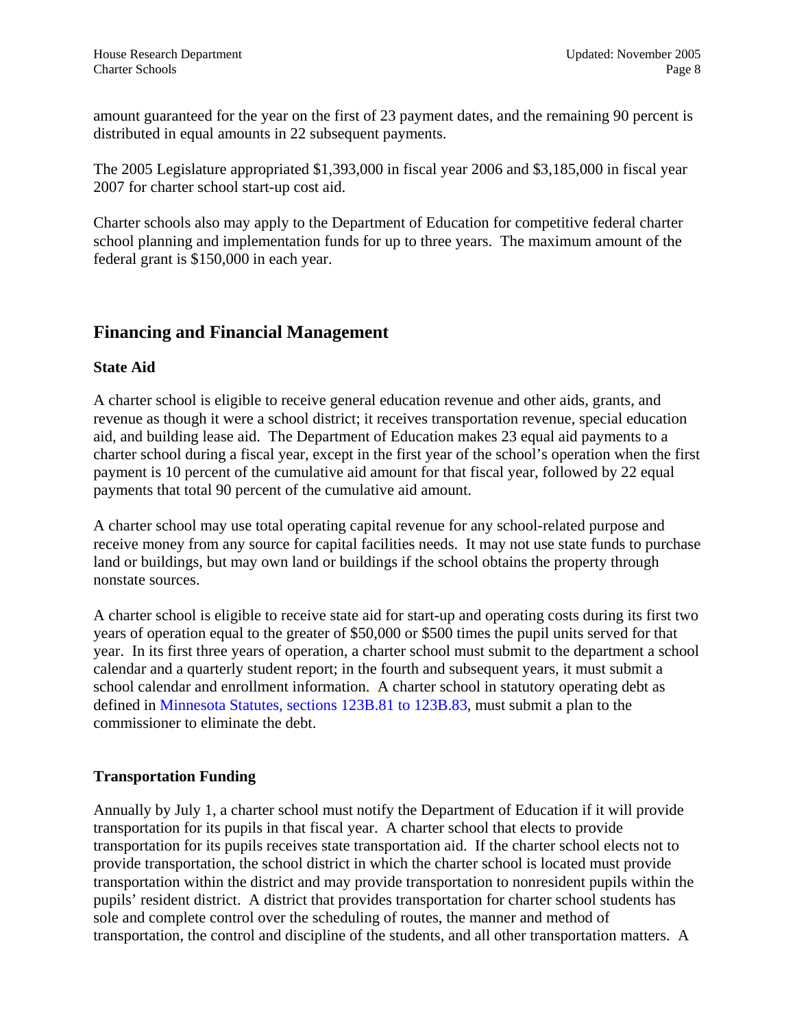amount guaranteed for the year on the first of 23 payment dates, and the remaining 90 percent is distributed in equal amounts in 22 subsequent payments.

The 2005 Legislature appropriated $1,393,000 in fiscal year 2006 and $3,185,000 in fiscal year 2007 for charter school start-up cost aid.

Charter schools also may apply to the Department of Education for competitive federal charter school planning and implementation funds for up to three years. The maximum amount of the federal grant is $150,000 in each year.

## Financing and Financial Management

### State Aid

A charter school is eligible to receive general education revenue and other aids, grants, and revenue as though it were a school district; it receives transportation revenue, special education aid, and building lease aid. The Department of Education makes 23 equal aid payments to a charter school during a fiscal year, except in the first year of the school's operation when the first payment is 10 percent of the cumulative aid amount for that fiscal year, followed by 22 equal payments that total 90 percent of the cumulative aid amount.

A charter school may use total operating capital revenue for any school-related purpose and receive money from any source for capital facilities needs. It may not use state funds to purchase land or buildings, but may own land or buildings if the school obtains the property through nonstate sources.

A charter school is eligible to receive state aid for start-up and operating costs during its first two years of operation equal to the greater of $50,000 or $500 times the pupil units served for that year. In its first three years of operation, a charter school must submit to the department a school calendar and a quarterly student report; in the fourth and subsequent years, it must submit a school calendar and enrollment information. A charter school in statutory operating debt as defined in Minnesota Statutes, sections 123B.81 to 123B.83, must submit a plan to the commissioner to eliminate the debt.

### Transportation Funding

Annually by July 1, a charter school must notify the Department of Education if it will provide transportation for its pupils in that fiscal year. A charter school that elects to provide transportation for its pupils receives state transportation aid. If the charter school elects not to provide transportation, the school district in which the charter school is located must provide transportation within the district and may provide transportation to nonresident pupils within the pupils' resident district. A district that provides transportation for charter school students has sole and complete control over the scheduling of routes, the manner and method of transportation, the control and discipline of the students, and all other transportation matters. A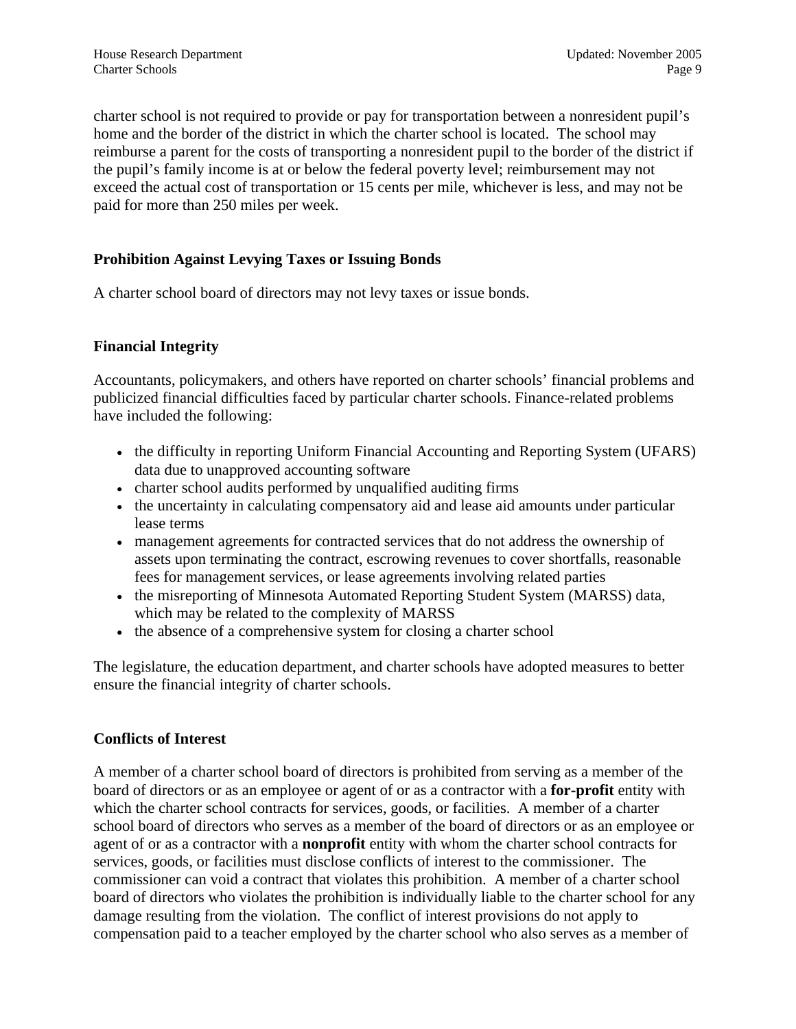charter school is not required to provide or pay for transportation between a nonresident pupil's home and the border of the district in which the charter school is located. The school may reimburse a parent for the costs of transporting a nonresident pupil to the border of the district if the pupil's family income is at or below the federal poverty level; reimbursement may not exceed the actual cost of transportation or 15 cents per mile, whichever is less, and may not be paid for more than 250 miles per week.

### Prohibition Against Levying Taxes or Issuing Bonds

A charter school board of directors may not levy taxes or issue bonds.

### Financial Integrity

Accountants, policymakers, and others have reported on charter schools' financial problems and publicized financial difficulties faced by particular charter schools. Finance-related problems have included the following:

- the difficulty in reporting Uniform Financial Accounting and Reporting System (UFARS) data due to unapproved accounting software
- charter school audits performed by unqualified auditing firms
- the uncertainty in calculating compensatory aid and lease aid amounts under particular lease terms
- management agreements for contracted services that do not address the ownership of assets upon terminating the contract, escrowing revenues to cover shortfalls, reasonable fees for management services, or lease agreements involving related parties
- the misreporting of Minnesota Automated Reporting Student System (MARSS) data, which may be related to the complexity of MARSS
- the absence of a comprehensive system for closing a charter school

The legislature, the education department, and charter schools have adopted measures to better ensure the financial integrity of charter schools.

### Conflicts of Interest

A member of a charter school board of directors is prohibited from serving as a member of the board of directors or as an employee or agent of or as a contractor with a **for-profit** entity with which the charter school contracts for services, goods, or facilities. A member of a charter school board of directors who serves as a member of the board of directors or as an employee or agent of or as a contractor with a **nonprofit** entity with whom the charter school contracts for services, goods, or facilities must disclose conflicts of interest to the commissioner. The commissioner can void a contract that violates this prohibition. A member of a charter school board of directors who violates the prohibition is individually liable to the charter school for any damage resulting from the violation. The conflict of interest provisions do not apply to compensation paid to a teacher employed by the charter school who also serves as a member of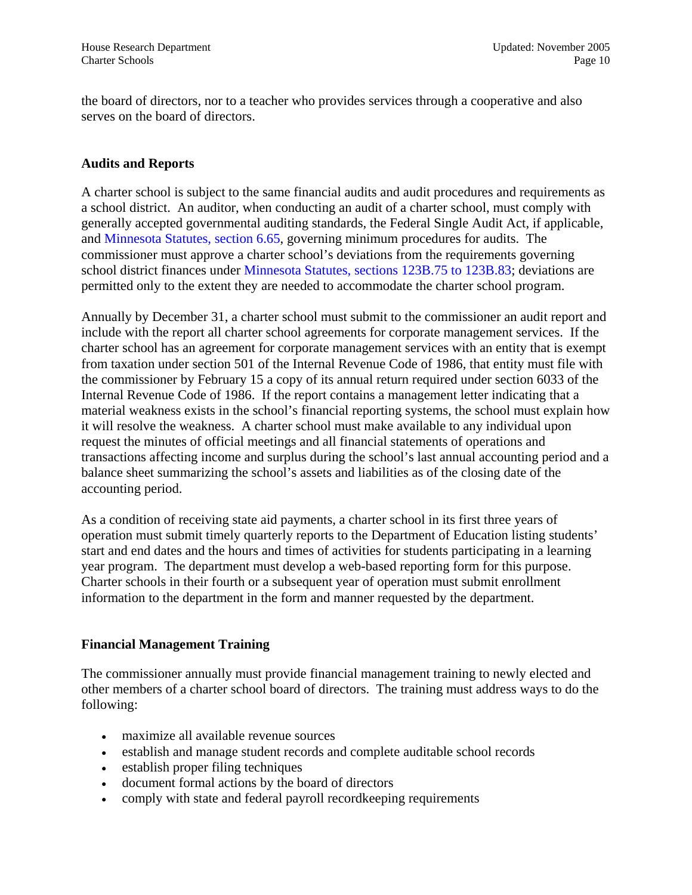the board of directors, nor to a teacher who provides services through a cooperative and also serves on the board of directors.

## Audits and Reports

A charter school is subject to the same financial audits and audit procedures and requirements as a school district. An auditor, when conducting an audit of a charter school, must comply with generally accepted governmental auditing standards, the Federal Single Audit Act, if applicable, and Minnesota Statutes, section 6.65, governing minimum procedures for audits. The commissioner must approve a charter school's deviations from the requirements governing school district finances under Minnesota Statutes, sections 123B.75 to 123B.83; deviations are permitted only to the extent they are needed to accommodate the charter school program.

Annually by December 31, a charter school must submit to the commissioner an audit report and include with the report all charter school agreements for corporate management services. If the charter school has an agreement for corporate management services with an entity that is exempt from taxation under section 501 of the Internal Revenue Code of 1986, that entity must file with the commissioner by February 15 a copy of its annual return required under section 6033 of the Internal Revenue Code of 1986. If the report contains a management letter indicating that a material weakness exists in the school's financial reporting systems, the school must explain how it will resolve the weakness. A charter school must make available to any individual upon request the minutes of official meetings and all financial statements of operations and transactions affecting income and surplus during the school's last annual accounting period and a balance sheet summarizing the school's assets and liabilities as of the closing date of the accounting period.

As a condition of receiving state aid payments, a charter school in its first three years of operation must submit timely quarterly reports to the Department of Education listing students' start and end dates and the hours and times of activities for students participating in a learning year program. The department must develop a web-based reporting form for this purpose. Charter schools in their fourth or a subsequent year of operation must submit enrollment information to the department in the form and manner requested by the department.

## Financial Management Training

The commissioner annually must provide financial management training to newly elected and other members of a charter school board of directors. The training must address ways to do the following:

- maximize all available revenue sources
- establish and manage student records and complete auditable school records
- establish proper filing techniques
- document formal actions by the board of directors
- comply with state and federal payroll recordkeeping requirements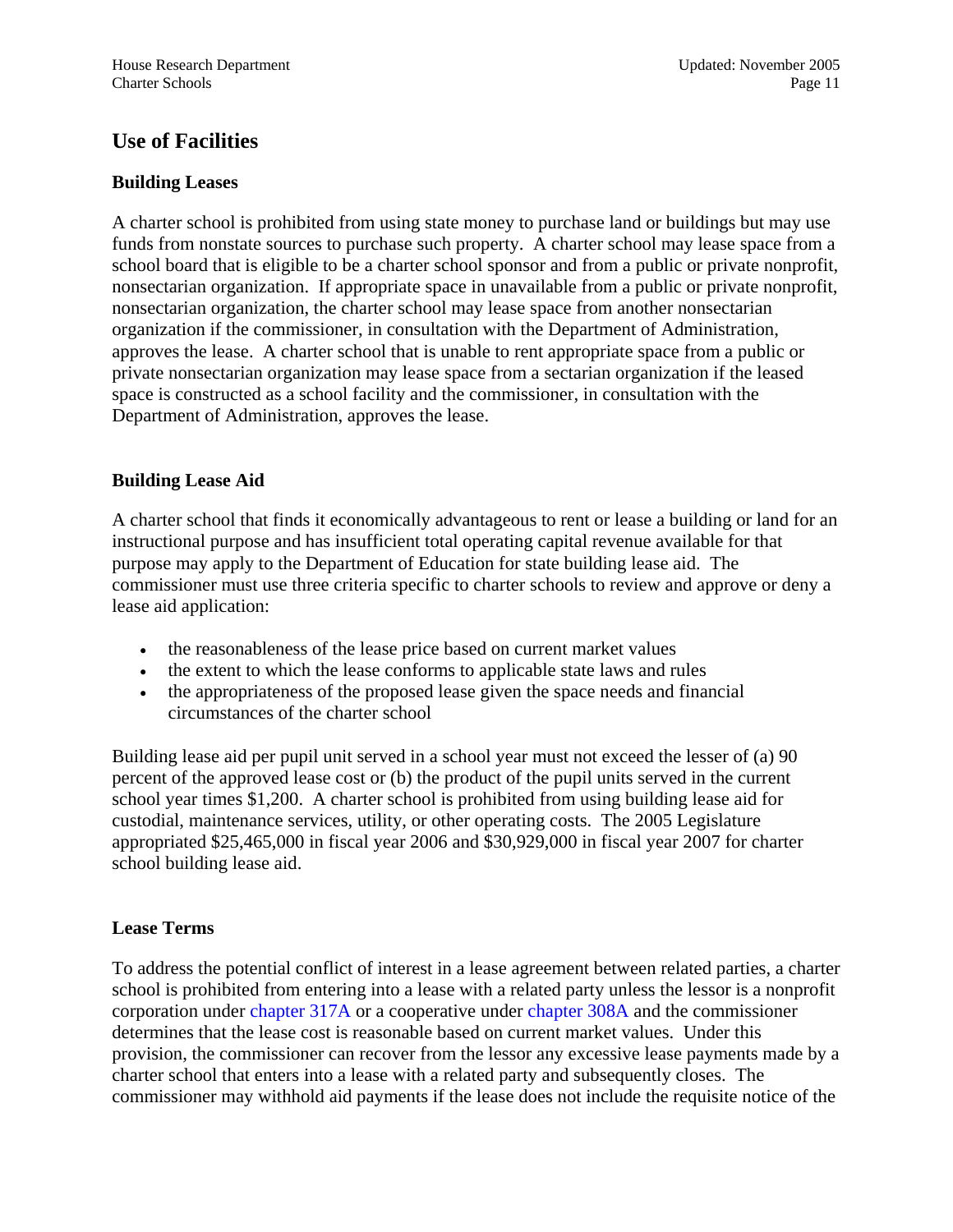## Use of Facilities

### Building Leases

A charter school is prohibited from using state money to purchase land or buildings but may use funds from nonstate sources to purchase such property. A charter school may lease space from a school board that is eligible to be a charter school sponsor and from a public or private nonprofit, nonsectarian organization. If appropriate space in unavailable from a public or private nonprofit, nonsectarian organization, the charter school may lease space from another nonsectarian organization if the commissioner, in consultation with the Department of Administration, approves the lease. A charter school that is unable to rent appropriate space from a public or private nonsectarian organization may lease space from a sectarian organization if the leased space is constructed as a school facility and the commissioner, in consultation with the Department of Administration, approves the lease.

### Building Lease Aid

A charter school that finds it economically advantageous to rent or lease a building or land for an instructional purpose and has insufficient total operating capital revenue available for that purpose may apply to the Department of Education for state building lease aid. The commissioner must use three criteria specific to charter schools to review and approve or deny a lease aid application:

- the reasonableness of the lease price based on current market values
- the extent to which the lease conforms to applicable state laws and rules
- the appropriateness of the proposed lease given the space needs and financial circumstances of the charter school

Building lease aid per pupil unit served in a school year must not exceed the lesser of (a) 90 percent of the approved lease cost or (b) the product of the pupil units served in the current school year times $1,200. A charter school is prohibited from using building lease aid for custodial, maintenance services, utility, or other operating costs. The 2005 Legislature appropriated $25,465,000 in fiscal year 2006 and $30,929,000 in fiscal year 2007 for charter school building lease aid.

### Lease Terms

To address the potential conflict of interest in a lease agreement between related parties, a charter school is prohibited from entering into a lease with a related party unless the lessor is a nonprofit corporation under chapter 317A or a cooperative under chapter 308A and the commissioner determines that the lease cost is reasonable based on current market values. Under this provision, the commissioner can recover from the lessor any excessive lease payments made by a charter school that enters into a lease with a related party and subsequently closes. The commissioner may withhold aid payments if the lease does not include the requisite notice of the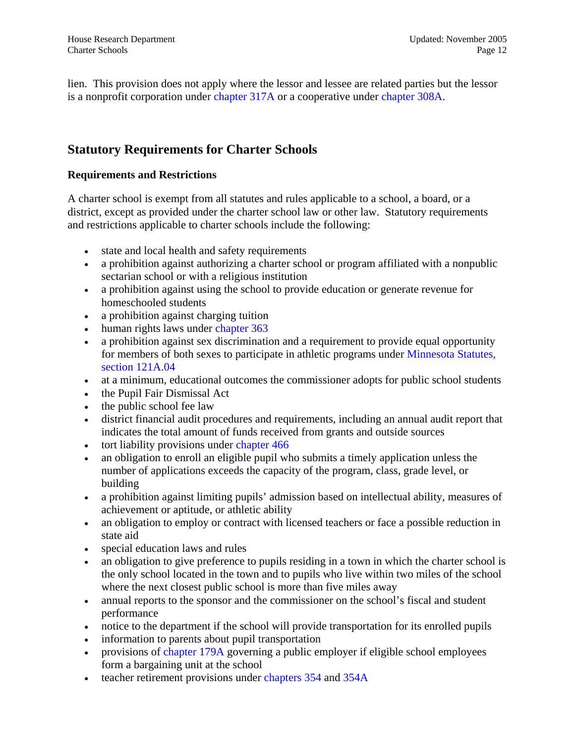lien. This provision does not apply where the lessor and lessee are related parties but the lessor is a nonprofit corporation under chapter 317A or a cooperative under chapter 308A.

## Statutory Requirements for Charter Schools

### Requirements and Restrictions

A charter school is exempt from all statutes and rules applicable to a school, a board, or a district, except as provided under the charter school law or other law. Statutory requirements and restrictions applicable to charter schools include the following:

- state and local health and safety requirements
- a prohibition against authorizing a charter school or program affiliated with a nonpublic sectarian school or with a religious institution
- a prohibition against using the school to provide education or generate revenue for homeschooled students
- a prohibition against charging tuition
- human rights laws under chapter 363
- a prohibition against sex discrimination and a requirement to provide equal opportunity for members of both sexes to participate in athletic programs under Minnesota Statutes, section 121A.04
- at a minimum, educational outcomes the commissioner adopts for public school students
- the Pupil Fair Dismissal Act
- the public school fee law
- district financial audit procedures and requirements, including an annual audit report that indicates the total amount of funds received from grants and outside sources
- tort liability provisions under chapter 466
- an obligation to enroll an eligible pupil who submits a timely application unless the number of applications exceeds the capacity of the program, class, grade level, or building
- a prohibition against limiting pupils' admission based on intellectual ability, measures of achievement or aptitude, or athletic ability
- an obligation to employ or contract with licensed teachers or face a possible reduction in state aid
- special education laws and rules
- an obligation to give preference to pupils residing in a town in which the charter school is the only school located in the town and to pupils who live within two miles of the school where the next closest public school is more than five miles away
- annual reports to the sponsor and the commissioner on the school's fiscal and student performance
- notice to the department if the school will provide transportation for its enrolled pupils
- information to parents about pupil transportation
- provisions of chapter 179A governing a public employer if eligible school employees form a bargaining unit at the school
- teacher retirement provisions under chapters 354 and 354A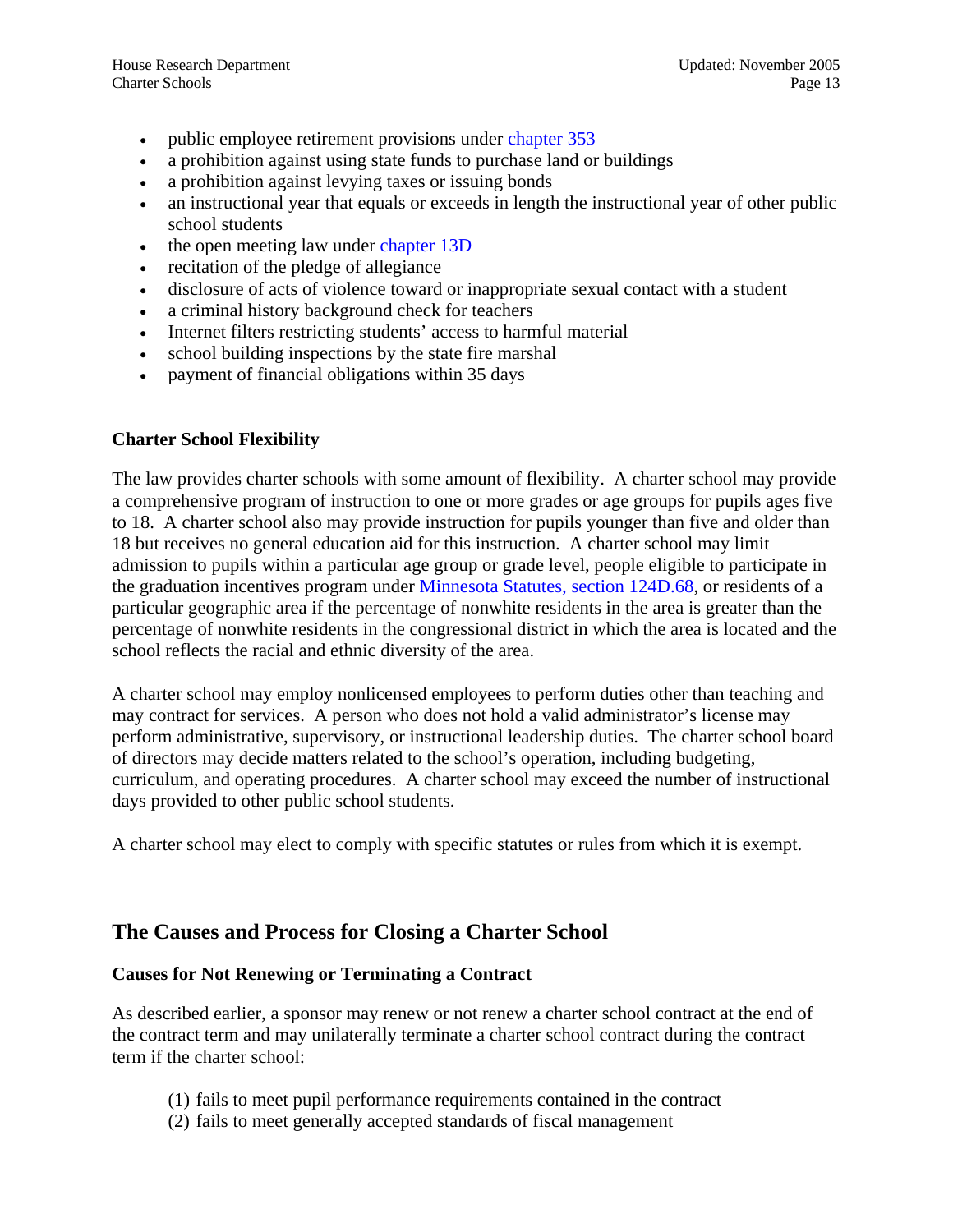- public employee retirement provisions under chapter 353
- a prohibition against using state funds to purchase land or buildings
- a prohibition against levying taxes or issuing bonds
- an instructional year that equals or exceeds in length the instructional year of other public school students
- the open meeting law under chapter 13D
- recitation of the pledge of allegiance
- disclosure of acts of violence toward or inappropriate sexual contact with a student
- a criminal history background check for teachers
- Internet filters restricting students' access to harmful material
- school building inspections by the state fire marshal
- payment of financial obligations within 35 days

### Charter School Flexibility

The law provides charter schools with some amount of flexibility. A charter school may provide a comprehensive program of instruction to one or more grades or age groups for pupils ages five to 18. A charter school also may provide instruction for pupils younger than five and older than 18 but receives no general education aid for this instruction. A charter school may limit admission to pupils within a particular age group or grade level, people eligible to participate in the graduation incentives program under Minnesota Statutes, section 124D.68, or residents of a particular geographic area if the percentage of nonwhite residents in the area is greater than the percentage of nonwhite residents in the congressional district in which the area is located and the school reflects the racial and ethnic diversity of the area.

A charter school may employ nonlicensed employees to perform duties other than teaching and may contract for services. A person who does not hold a valid administrator's license may perform administrative, supervisory, or instructional leadership duties. The charter school board of directors may decide matters related to the school's operation, including budgeting, curriculum, and operating procedures. A charter school may exceed the number of instructional days provided to other public school students.

A charter school may elect to comply with specific statutes or rules from which it is exempt.

## The Causes and Process for Closing a Charter School

### Causes for Not Renewing or Terminating a Contract

As described earlier, a sponsor may renew or not renew a charter school contract at the end of the contract term and may unilaterally terminate a charter school contract during the contract term if the charter school:

(1) fails to meet pupil performance requirements contained in the contract
(2) fails to meet generally accepted standards of fiscal management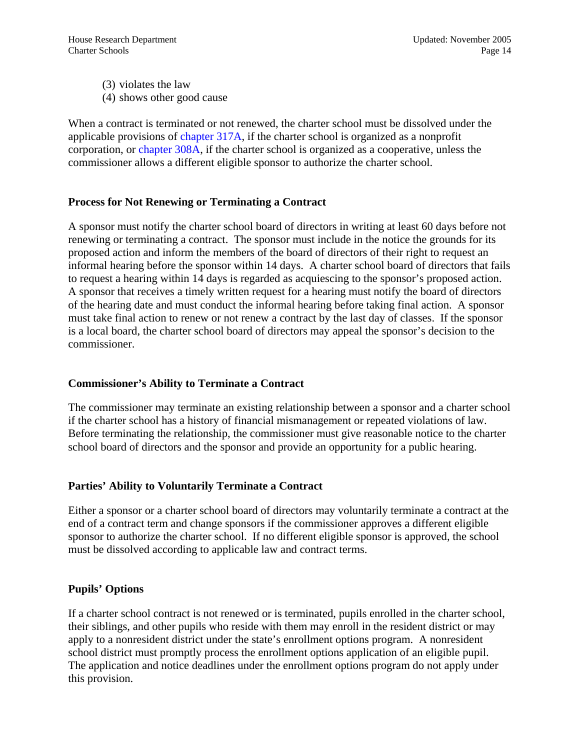(3) violates the law
(4) shows other good cause

When a contract is terminated or not renewed, the charter school must be dissolved under the applicable provisions of chapter 317A, if the charter school is organized as a nonprofit corporation, or chapter 308A, if the charter school is organized as a cooperative, unless the commissioner allows a different eligible sponsor to authorize the charter school.

### Process for Not Renewing or Terminating a Contract

A sponsor must notify the charter school board of directors in writing at least 60 days before not renewing or terminating a contract. The sponsor must include in the notice the grounds for its proposed action and inform the members of the board of directors of their right to request an informal hearing before the sponsor within 14 days. A charter school board of directors that fails to request a hearing within 14 days is regarded as acquiescing to the sponsor's proposed action. A sponsor that receives a timely written request for a hearing must notify the board of directors of the hearing date and must conduct the informal hearing before taking final action. A sponsor must take final action to renew or not renew a contract by the last day of classes. If the sponsor is a local board, the charter school board of directors may appeal the sponsor's decision to the commissioner.

### Commissioner's Ability to Terminate a Contract

The commissioner may terminate an existing relationship between a sponsor and a charter school if the charter school has a history of financial mismanagement or repeated violations of law. Before terminating the relationship, the commissioner must give reasonable notice to the charter school board of directors and the sponsor and provide an opportunity for a public hearing.

### Parties' Ability to Voluntarily Terminate a Contract

Either a sponsor or a charter school board of directors may voluntarily terminate a contract at the end of a contract term and change sponsors if the commissioner approves a different eligible sponsor to authorize the charter school. If no different eligible sponsor is approved, the school must be dissolved according to applicable law and contract terms.

### Pupils' Options

If a charter school contract is not renewed or is terminated, pupils enrolled in the charter school, their siblings, and other pupils who reside with them may enroll in the resident district or may apply to a nonresident district under the state's enrollment options program. A nonresident school district must promptly process the enrollment options application of an eligible pupil. The application and notice deadlines under the enrollment options program do not apply under this provision.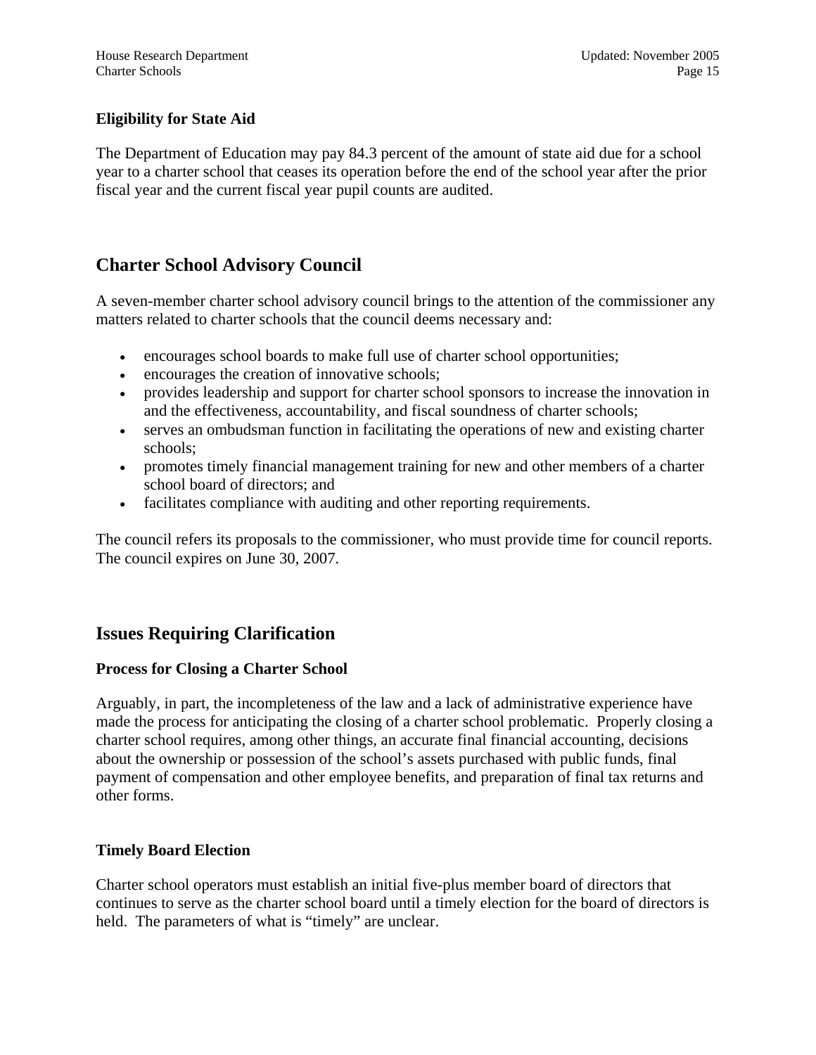### Eligibility for State Aid

The Department of Education may pay 84.3 percent of the amount of state aid due for a school year to a charter school that ceases its operation before the end of the school year after the prior fiscal year and the current fiscal year pupil counts are audited.

## Charter School Advisory Council

A seven-member charter school advisory council brings to the attention of the commissioner any matters related to charter schools that the council deems necessary and:

- encourages school boards to make full use of charter school opportunities;
- encourages the creation of innovative schools;
- provides leadership and support for charter school sponsors to increase the innovation in and the effectiveness, accountability, and fiscal soundness of charter schools;
- serves an ombudsman function in facilitating the operations of new and existing charter schools;
- promotes timely financial management training for new and other members of a charter school board of directors; and
- facilitates compliance with auditing and other reporting requirements.

The council refers its proposals to the commissioner, who must provide time for council reports. The council expires on June 30, 2007.

## Issues Requiring Clarification

### Process for Closing a Charter School

Arguably, in part, the incompleteness of the law and a lack of administrative experience have made the process for anticipating the closing of a charter school problematic. Properly closing a charter school requires, among other things, an accurate final financial accounting, decisions about the ownership or possession of the school's assets purchased with public funds, final payment of compensation and other employee benefits, and preparation of final tax returns and other forms.

### Timely Board Election

Charter school operators must establish an initial five-plus member board of directors that continues to serve as the charter school board until a timely election for the board of directors is held. The parameters of what is "timely" are unclear.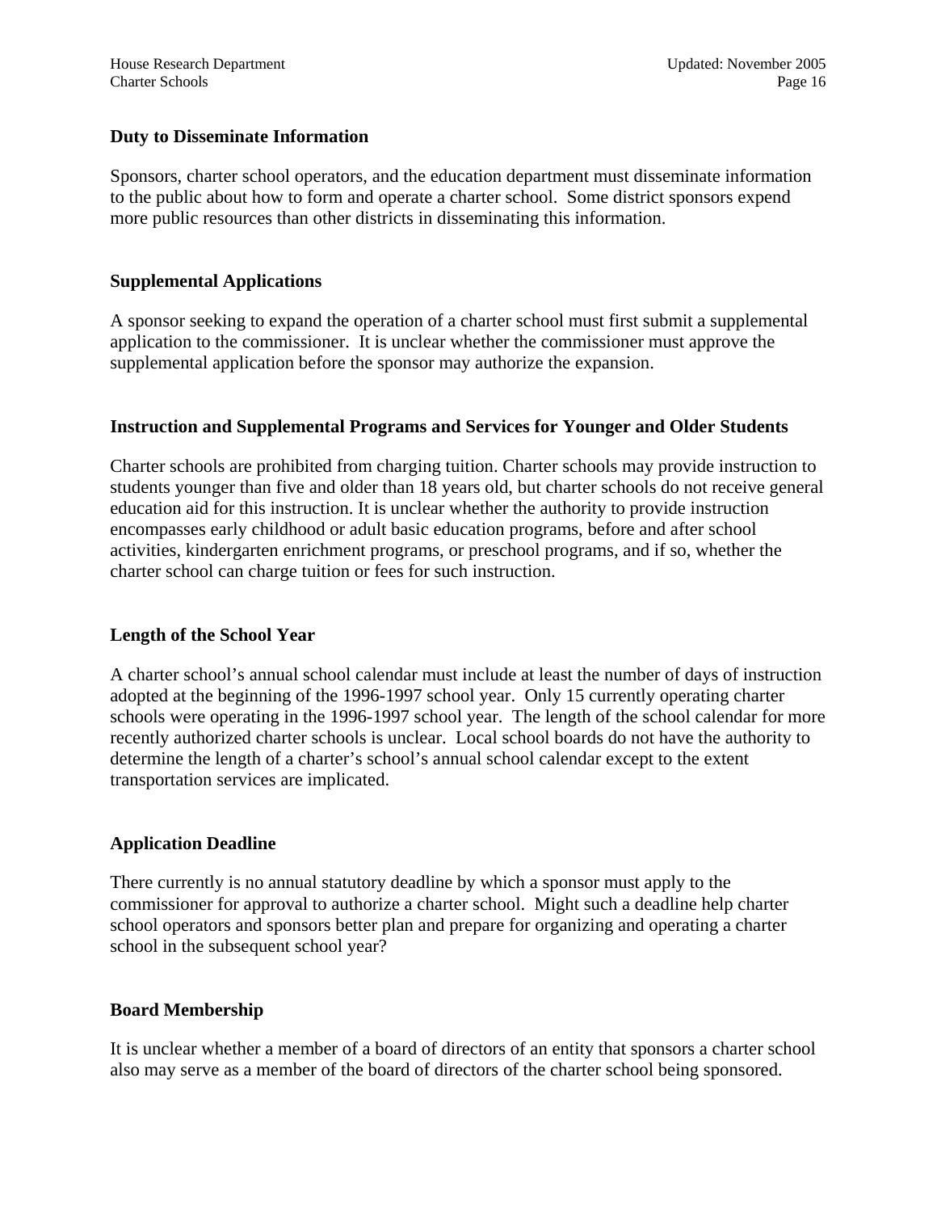### Duty to Disseminate Information

Sponsors, charter school operators, and the education department must disseminate information to the public about how to form and operate a charter school. Some district sponsors expend more public resources than other districts in disseminating this information.

### Supplemental Applications

A sponsor seeking to expand the operation of a charter school must first submit a supplemental application to the commissioner. It is unclear whether the commissioner must approve the supplemental application before the sponsor may authorize the expansion.

### Instruction and Supplemental Programs and Services for Younger and Older Students

Charter schools are prohibited from charging tuition. Charter schools may provide instruction to students younger than five and older than 18 years old, but charter schools do not receive general education aid for this instruction. It is unclear whether the authority to provide instruction encompasses early childhood or adult basic education programs, before and after school activities, kindergarten enrichment programs, or preschool programs, and if so, whether the charter school can charge tuition or fees for such instruction.

### Length of the School Year

A charter school's annual school calendar must include at least the number of days of instruction adopted at the beginning of the 1996-1997 school year. Only 15 currently operating charter schools were operating in the 1996-1997 school year. The length of the school calendar for more recently authorized charter schools is unclear. Local school boards do not have the authority to determine the length of a charter's school's annual school calendar except to the extent transportation services are implicated.

### Application Deadline

There currently is no annual statutory deadline by which a sponsor must apply to the commissioner for approval to authorize a charter school. Might such a deadline help charter school operators and sponsors better plan and prepare for organizing and operating a charter school in the subsequent school year?

### Board Membership

It is unclear whether a member of a board of directors of an entity that sponsors a charter school also may serve as a member of the board of directors of the charter school being sponsored.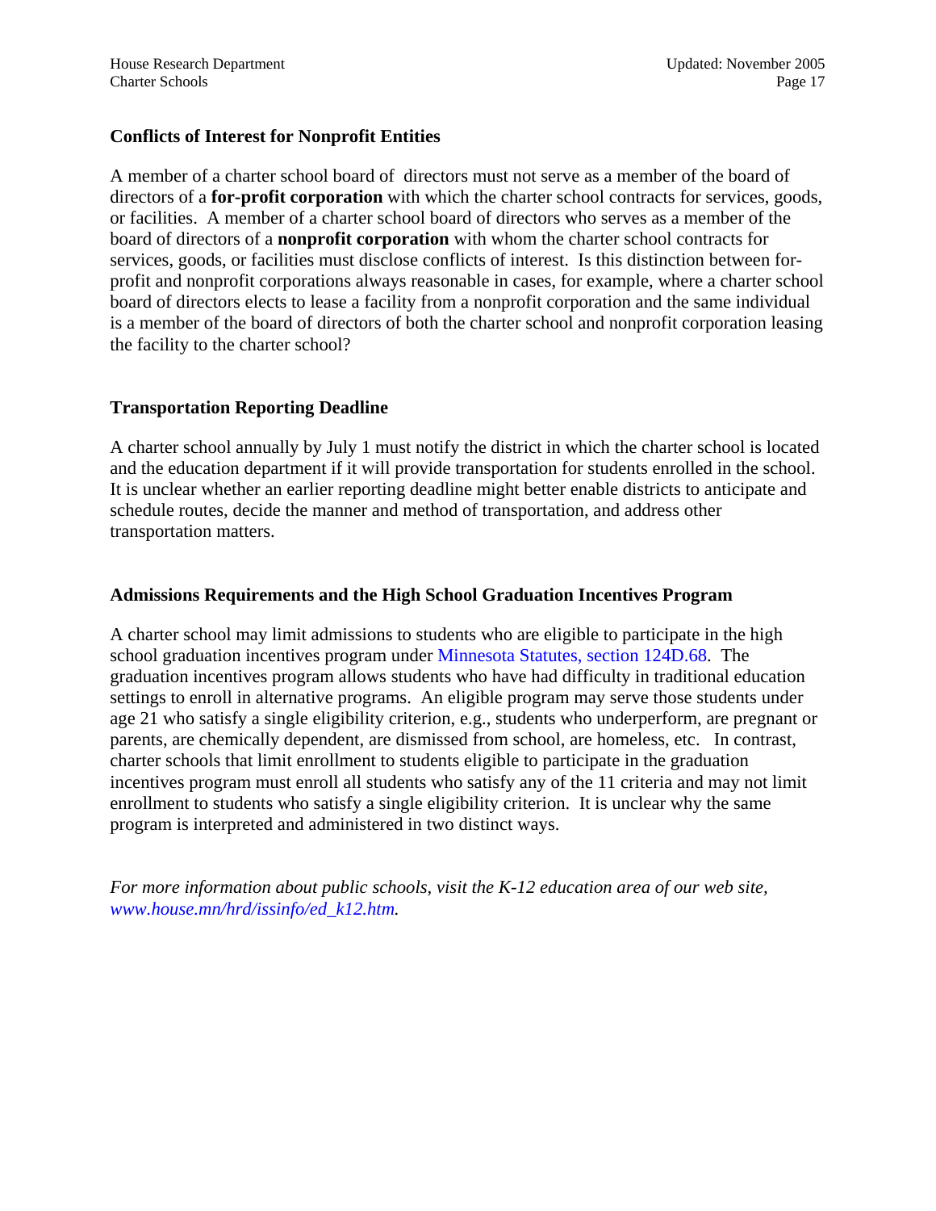### Conflicts of Interest for Nonprofit Entities

A member of a charter school board of directors must not serve as a member of the board of directors of a **for-profit corporation** with which the charter school contracts for services, goods, or facilities. A member of a charter school board of directors who serves as a member of the board of directors of a **nonprofit corporation** with whom the charter school contracts for services, goods, or facilities must disclose conflicts of interest. Is this distinction between for-profit and nonprofit corporations always reasonable in cases, for example, where a charter school board of directors elects to lease a facility from a nonprofit corporation and the same individual is a member of the board of directors of both the charter school and nonprofit corporation leasing the facility to the charter school?

### Transportation Reporting Deadline

A charter school annually by July 1 must notify the district in which the charter school is located and the education department if it will provide transportation for students enrolled in the school. It is unclear whether an earlier reporting deadline might better enable districts to anticipate and schedule routes, decide the manner and method of transportation, and address other transportation matters.

### Admissions Requirements and the High School Graduation Incentives Program

A charter school may limit admissions to students who are eligible to participate in the high school graduation incentives program under Minnesota Statutes, section 124D.68. The graduation incentives program allows students who have had difficulty in traditional education settings to enroll in alternative programs. An eligible program may serve those students under age 21 who satisfy a single eligibility criterion, e.g., students who underperform, are pregnant or parents, are chemically dependent, are dismissed from school, are homeless, etc. In contrast, charter schools that limit enrollment to students eligible to participate in the graduation incentives program must enroll all students who satisfy any of the 11 criteria and may not limit enrollment to students who satisfy a single eligibility criterion. It is unclear why the same program is interpreted and administered in two distinct ways.

*For more information about public schools, visit the K-12 education area of our web site, www.house.mn/hrd/issinfo/ed_k12.htm.*